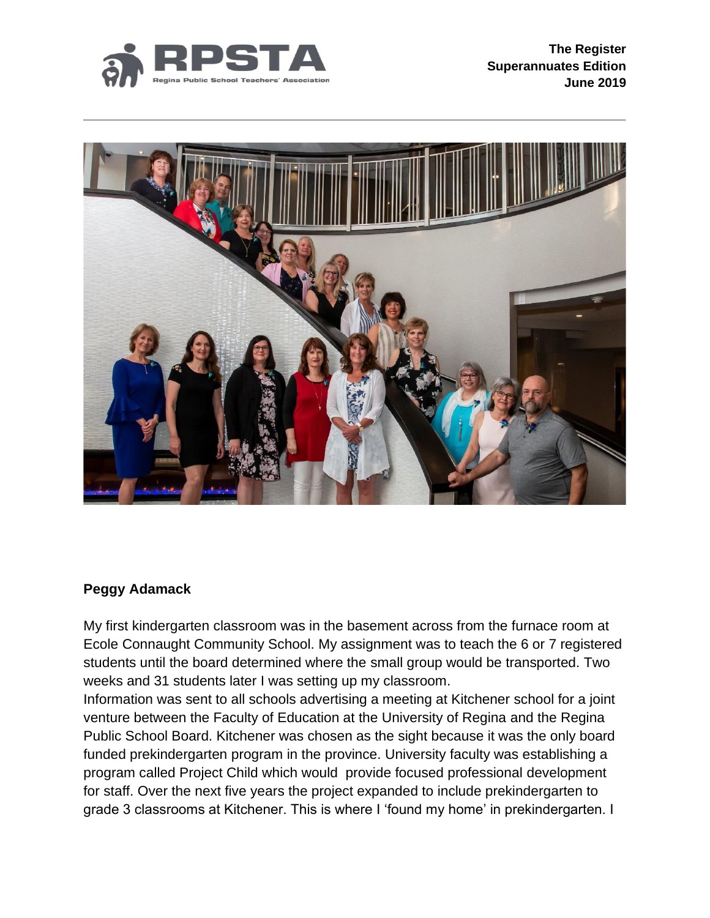The Register
Superannuates Edition
June 2019

**Peggy Adamack**

My first kindergarten classroom was in the basement across from the furnace room at Ecole Connaught Community School. My assignment was to teach the 6 or 7 registered students until the board determined where the small group would be transported. Two weeks and 31 students later I was setting up my classroom.

Information was sent to all schools advertising a meeting at Kitchener school for a joint venture between the Faculty of Education at the University of Regina and the Regina Public School Board. Kitchener was chosen as the sight because it was the only board funded prekindergarten program in the province. University faculty was establishing a program called Project Child which would provide focused professional development for staff. Over the next five years the project expanded to include prekindergarten to grade 3 classrooms at Kitchener. This is where I 'found my home' in prekindergarten. I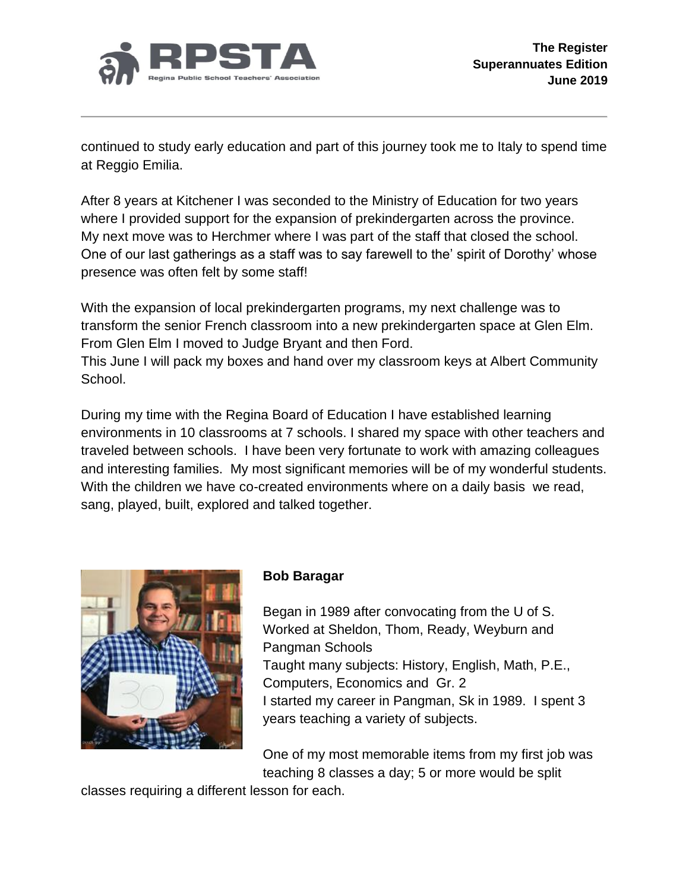continued to study early education and part of this journey took me to Italy to spend time at Reggio Emilia.

After 8 years at Kitchener I was seconded to the Ministry of Education for two years where I provided support for the expansion of prekindergarten across the province. My next move was to Herchmer where I was part of the staff that closed the school. One of our last gatherings as a staff was to say farewell to the' spirit of Dorothy' whose presence was often felt by some staff!

With the expansion of local prekindergarten programs, my next challenge was to transform the senior French classroom into a new prekindergarten space at Glen Elm. From Glen Elm I moved to Judge Bryant and then Ford.
This June I will pack my boxes and hand over my classroom keys at Albert Community School.

During my time with the Regina Board of Education I have established learning environments in 10 classrooms at 7 schools. I shared my space with other teachers and traveled between schools. I have been very fortunate to work with amazing colleagues and interesting families. My most significant memories will be of my wonderful students. With the children we have co-created environments where on a daily basis we read, sang, played, built, explored and talked together.

**Bob Baragar**

Began in 1989 after convocating from the U of S.
Worked at Sheldon, Thom, Ready, Weyburn and Pangman Schools
Taught many subjects: History, English, Math, P.E., Computers, Economics and Gr. 2
I started my career in Pangman, Sk in 1989. I spent 3 years teaching a variety of subjects.

One of my most memorable items from my first job was teaching 8 classes a day; 5 or more would be split classes requiring a different lesson for each.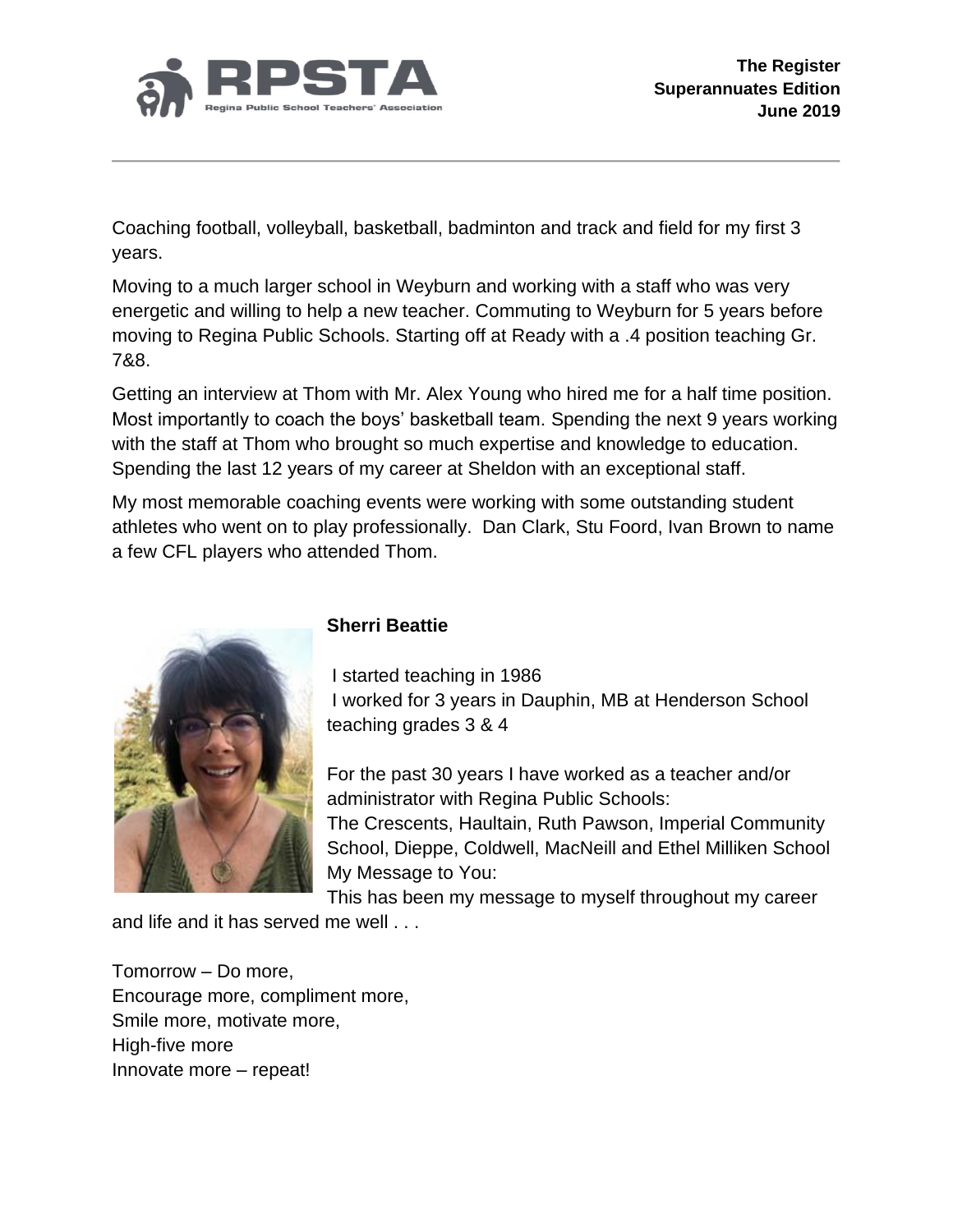Coaching football, volleyball, basketball, badminton and track and field for my first 3 years.

Moving to a much larger school in Weyburn and working with a staff who was very energetic and willing to help a new teacher. Commuting to Weyburn for 5 years before moving to Regina Public Schools. Starting off at Ready with a .4 position teaching Gr. 7&8.

Getting an interview at Thom with Mr. Alex Young who hired me for a half time position. Most importantly to coach the boys' basketball team. Spending the next 9 years working with the staff at Thom who brought so much expertise and knowledge to education. Spending the last 12 years of my career at Sheldon with an exceptional staff.

My most memorable coaching events were working with some outstanding student athletes who went on to play professionally. Dan Clark, Stu Foord, Ivan Brown to name a few CFL players who attended Thom.

**Sherri Beattie**

I started teaching in 1986
I worked for 3 years in Dauphin, MB at Henderson School teaching grades 3 & 4

For the past 30 years I have worked as a teacher and/or administrator with Regina Public Schools:
The Crescents, Haultain, Ruth Pawson, Imperial Community School, Dieppe, Coldwell, MacNeill and Ethel Milliken School
My Message to You:
This has been my message to myself throughout my career and life and it has served me well . . .

Tomorrow – Do more,
Encourage more, compliment more,
Smile more, motivate more,
High-five more
Innovate more – repeat!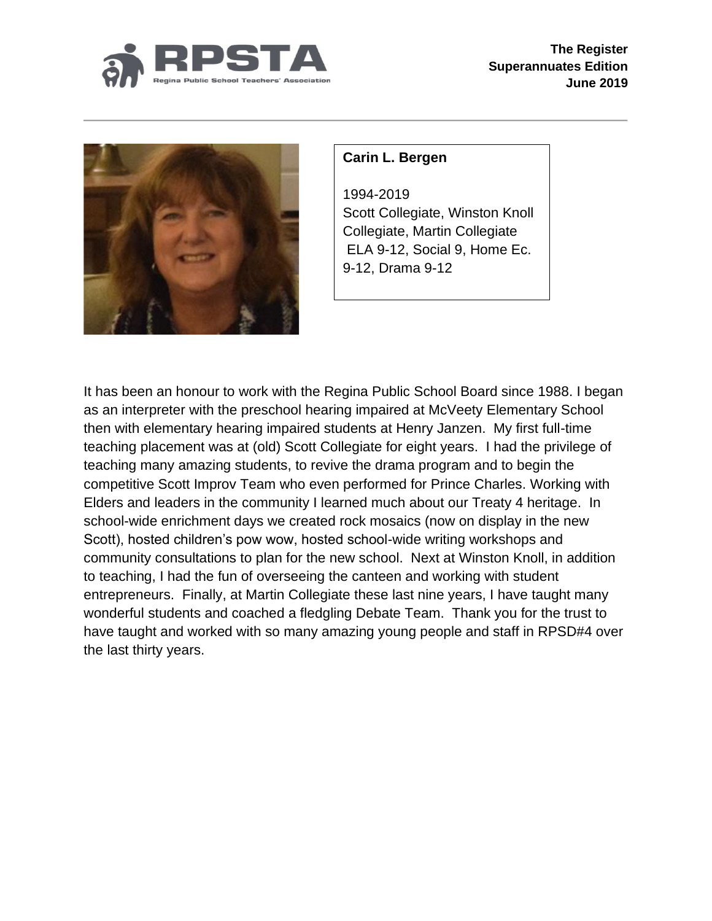**Carin L. Bergen**

1994-2019
Scott Collegiate, Winston Knoll Collegiate, Martin Collegiate
ELA 9-12, Social 9, Home Ec. 9-12, Drama 9-12

It has been an honour to work with the Regina Public School Board since 1988. I began as an interpreter with the preschool hearing impaired at McVeety Elementary School then with elementary hearing impaired students at Henry Janzen. My first full-time teaching placement was at (old) Scott Collegiate for eight years. I had the privilege of teaching many amazing students, to revive the drama program and to begin the competitive Scott Improv Team who even performed for Prince Charles. Working with Elders and leaders in the community I learned much about our Treaty 4 heritage. In school-wide enrichment days we created rock mosaics (now on display in the new Scott), hosted children's pow wow, hosted school-wide writing workshops and community consultations to plan for the new school. Next at Winston Knoll, in addition to teaching, I had the fun of overseeing the canteen and working with student entrepreneurs. Finally, at Martin Collegiate these last nine years, I have taught many wonderful students and coached a fledgling Debate Team. Thank you for the trust to have taught and worked with so many amazing young people and staff in RPSD#4 over the last thirty years.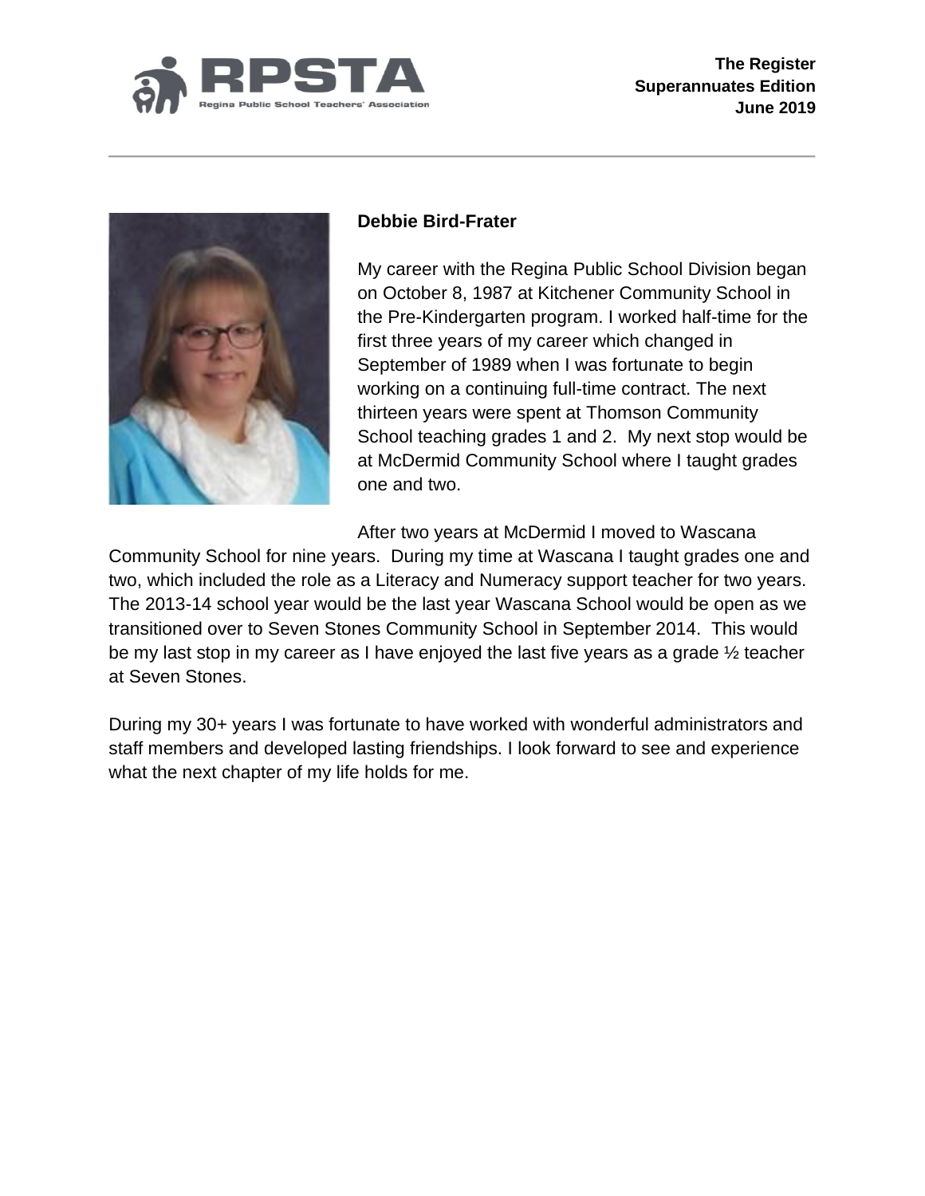## Debbie Bird-Frater

My career with the Regina Public School Division began on October 8, 1987 at Kitchener Community School in the Pre-Kindergarten program. I worked half-time for the first three years of my career which changed in September of 1989 when I was fortunate to begin working on a continuing full-time contract. The next thirteen years were spent at Thomson Community School teaching grades 1 and 2. My next stop would be at McDermid Community School where I taught grades one and two.

After two years at McDermid I moved to Wascana Community School for nine years. During my time at Wascana I taught grades one and two, which included the role as a Literacy and Numeracy support teacher for two years. The 2013-14 school year would be the last year Wascana School would be open as we transitioned over to Seven Stones Community School in September 2014. This would be my last stop in my career as I have enjoyed the last five years as a grade ½ teacher at Seven Stones.

During my 30+ years I was fortunate to have worked with wonderful administrators and staff members and developed lasting friendships. I look forward to see and experience what the next chapter of my life holds for me.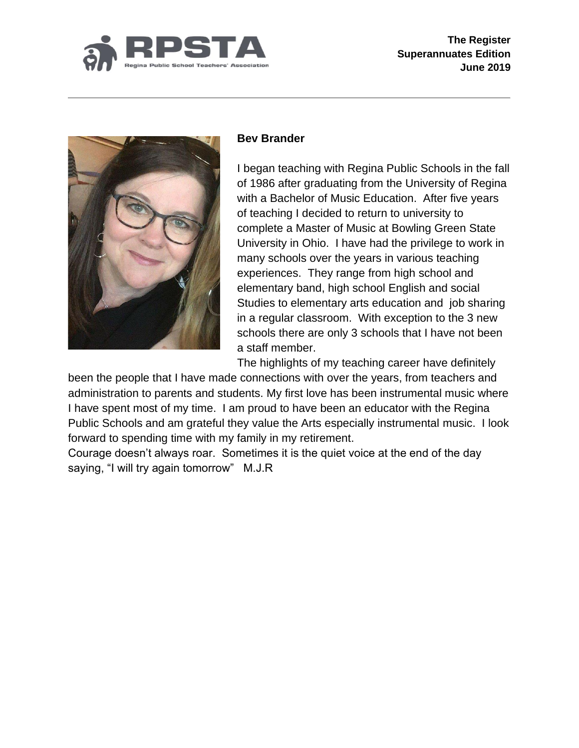**Bev Brander**

I began teaching with Regina Public Schools in the fall of 1986 after graduating from the University of Regina with a Bachelor of Music Education. After five years of teaching I decided to return to university to complete a Master of Music at Bowling Green State University in Ohio. I have had the privilege to work in many schools over the years in various teaching experiences. They range from high school and elementary band, high school English and social Studies to elementary arts education and job sharing in a regular classroom. With exception to the 3 new schools there are only 3 schools that I have not been a staff member.

The highlights of my teaching career have definitely been the people that I have made connections with over the years, from teachers and administration to parents and students. My first love has been instrumental music where I have spent most of my time. I am proud to have been an educator with the Regina Public Schools and am grateful they value the Arts especially instrumental music. I look forward to spending time with my family in my retirement.

Courage doesn't always roar. Sometimes it is the quiet voice at the end of the day saying, "I will try again tomorrow" M.J.R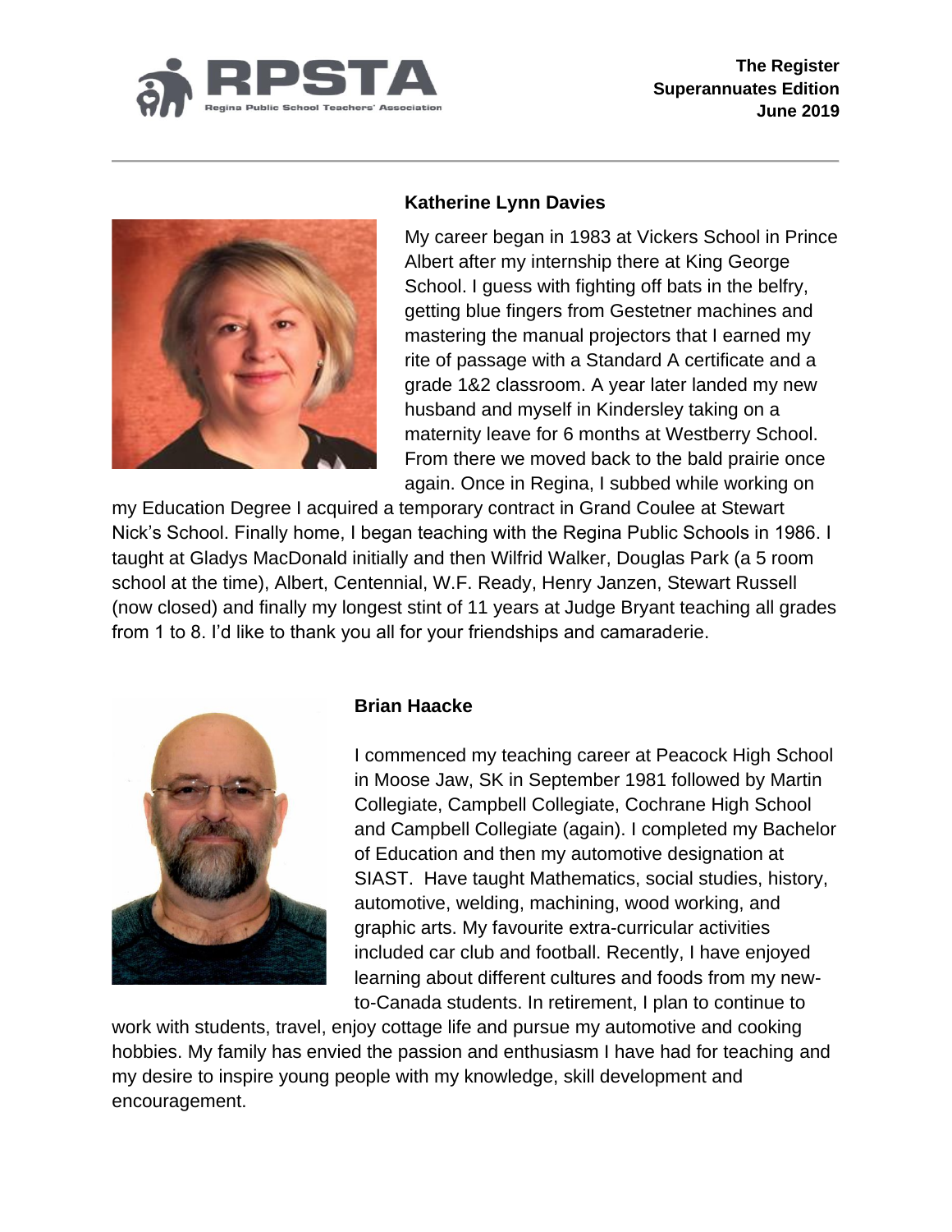### Katherine Lynn Davies

My career began in 1983 at Vickers School in Prince Albert after my internship there at King George School. I guess with fighting off bats in the belfry, getting blue fingers from Gestetner machines and mastering the manual projectors that I earned my rite of passage with a Standard A certificate and a grade 1&2 classroom. A year later landed my new husband and myself in Kindersley taking on a maternity leave for 6 months at Westberry School. From there we moved back to the bald prairie once again. Once in Regina, I subbed while working on my Education Degree I acquired a temporary contract in Grand Coulee at Stewart Nick's School. Finally home, I began teaching with the Regina Public Schools in 1986. I taught at Gladys MacDonald initially and then Wilfrid Walker, Douglas Park (a 5 room school at the time), Albert, Centennial, W.F. Ready, Henry Janzen, Stewart Russell (now closed) and finally my longest stint of 11 years at Judge Bryant teaching all grades from 1 to 8. I'd like to thank you all for your friendships and camaraderie.

### Brian Haacke

I commenced my teaching career at Peacock High School in Moose Jaw, SK in September 1981 followed by Martin Collegiate, Campbell Collegiate, Cochrane High School and Campbell Collegiate (again). I completed my Bachelor of Education and then my automotive designation at SIAST. Have taught Mathematics, social studies, history, automotive, welding, machining, wood working, and graphic arts. My favourite extra-curricular activities included car club and football. Recently, I have enjoyed learning about different cultures and foods from my new-to-Canada students. In retirement, I plan to continue to work with students, travel, enjoy cottage life and pursue my automotive and cooking hobbies. My family has envied the passion and enthusiasm I have had for teaching and my desire to inspire young people with my knowledge, skill development and encouragement.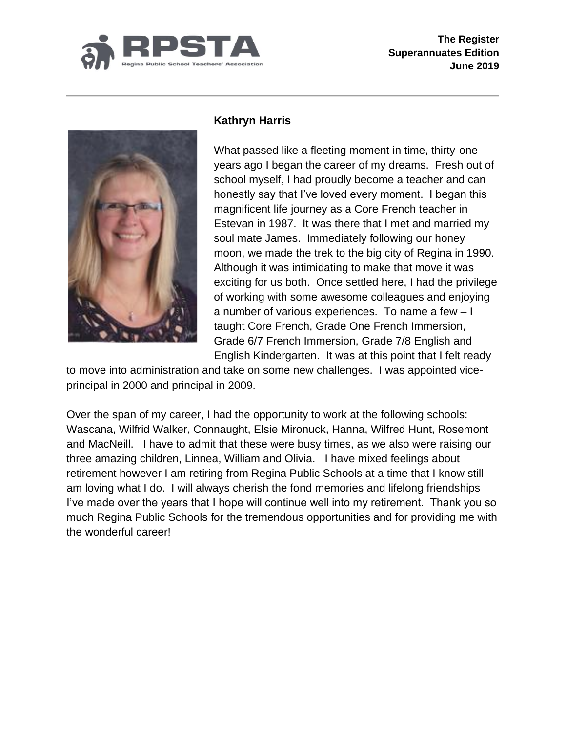**Kathryn Harris**

What passed like a fleeting moment in time, thirty-one years ago I began the career of my dreams. Fresh out of school myself, I had proudly become a teacher and can honestly say that I've loved every moment. I began this magnificent life journey as a Core French teacher in Estevan in 1987. It was there that I met and married my soul mate James. Immediately following our honey moon, we made the trek to the big city of Regina in 1990. Although it was intimidating to make that move it was exciting for us both. Once settled here, I had the privilege of working with some awesome colleagues and enjoying a number of various experiences. To name a few – I taught Core French, Grade One French Immersion, Grade 6/7 French Immersion, Grade 7/8 English and English Kindergarten. It was at this point that I felt ready to move into administration and take on some new challenges. I was appointed vice-principal in 2000 and principal in 2009.

Over the span of my career, I had the opportunity to work at the following schools: Wascana, Wilfrid Walker, Connaught, Elsie Mironuck, Hanna, Wilfred Hunt, Rosemont and MacNeill. I have to admit that these were busy times, as we also were raising our three amazing children, Linnea, William and Olivia. I have mixed feelings about retirement however I am retiring from Regina Public Schools at a time that I know still am loving what I do. I will always cherish the fond memories and lifelong friendships I've made over the years that I hope will continue well into my retirement. Thank you so much Regina Public Schools for the tremendous opportunities and for providing me with the wonderful career!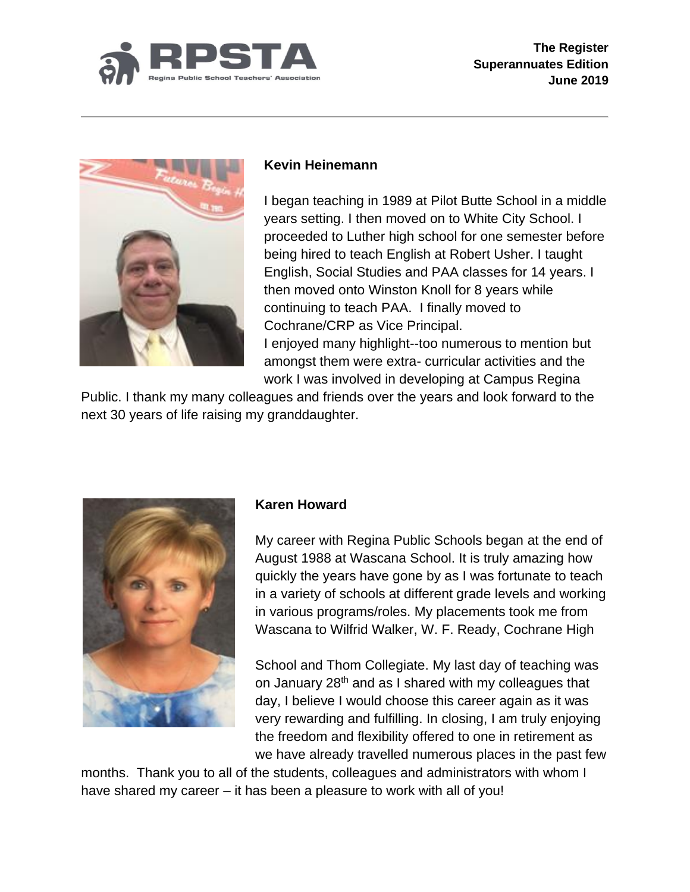### Kevin Heinemann

I began teaching in 1989 at Pilot Butte School in a middle years setting. I then moved on to White City School. I proceeded to Luther high school for one semester before being hired to teach English at Robert Usher. I taught English, Social Studies and PAA classes for 14 years. I then moved onto Winston Knoll for 8 years while continuing to teach PAA. I finally moved to Cochrane/CRP as Vice Principal.

I enjoyed many highlight--too numerous to mention but amongst them were extra- curricular activities and the work I was involved in developing at Campus Regina Public. I thank my many colleagues and friends over the years and look forward to the next 30 years of life raising my granddaughter.

### Karen Howard

My career with Regina Public Schools began at the end of August 1988 at Wascana School. It is truly amazing how quickly the years have gone by as I was fortunate to teach in a variety of schools at different grade levels and working in various programs/roles. My placements took me from Wascana to Wilfrid Walker, W. F. Ready, Cochrane High School and Thom Collegiate. My last day of teaching was on January 28th and as I shared with my colleagues that day, I believe I would choose this career again as it was very rewarding and fulfilling. In closing, I am truly enjoying the freedom and flexibility offered to one in retirement as we have already travelled numerous places in the past few months. Thank you to all of the students, colleagues and administrators with whom I have shared my career – it has been a pleasure to work with all of you!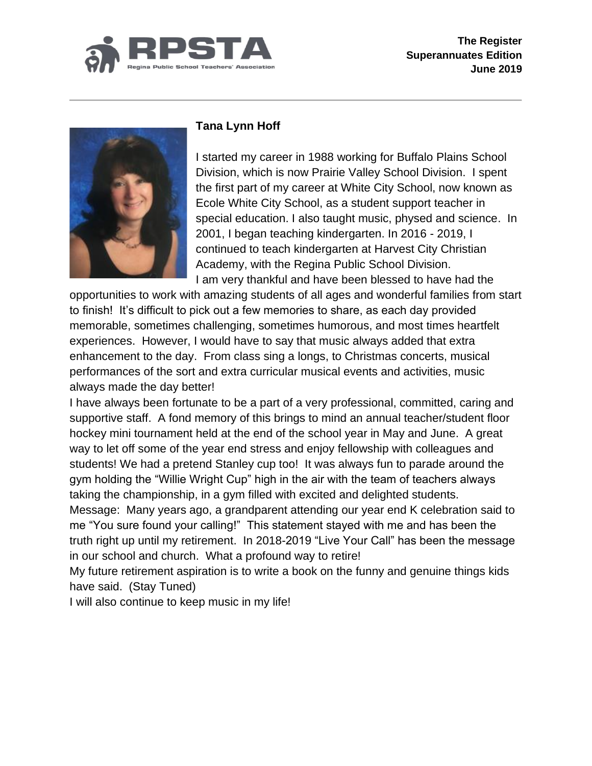## Tana Lynn Hoff

I started my career in 1988 working for Buffalo Plains School Division, which is now Prairie Valley School Division. I spent the first part of my career at White City School, now known as Ecole White City School, as a student support teacher in special education. I also taught music, physed and science. In 2001, I began teaching kindergarten. In 2016 - 2019, I continued to teach kindergarten at Harvest City Christian Academy, with the Regina Public School Division.

I am very thankful and have been blessed to have had the opportunities to work with amazing students of all ages and wonderful families from start to finish! It's difficult to pick out a few memories to share, as each day provided memorable, sometimes challenging, sometimes humorous, and most times heartfelt experiences. However, I would have to say that music always added that extra enhancement to the day. From class sing a longs, to Christmas concerts, musical performances of the sort and extra curricular musical events and activities, music always made the day better!

I have always been fortunate to be a part of a very professional, committed, caring and supportive staff. A fond memory of this brings to mind an annual teacher/student floor hockey mini tournament held at the end of the school year in May and June. A great way to let off some of the year end stress and enjoy fellowship with colleagues and students! We had a pretend Stanley cup too! It was always fun to parade around the gym holding the "Willie Wright Cup" high in the air with the team of teachers always taking the championship, in a gym filled with excited and delighted students.

Message: Many years ago, a grandparent attending our year end K celebration said to me "You sure found your calling!" This statement stayed with me and has been the truth right up until my retirement. In 2018-2019 "Live Your Call" has been the message in our school and church. What a profound way to retire!

My future retirement aspiration is to write a book on the funny and genuine things kids have said. (Stay Tuned)

I will also continue to keep music in my life!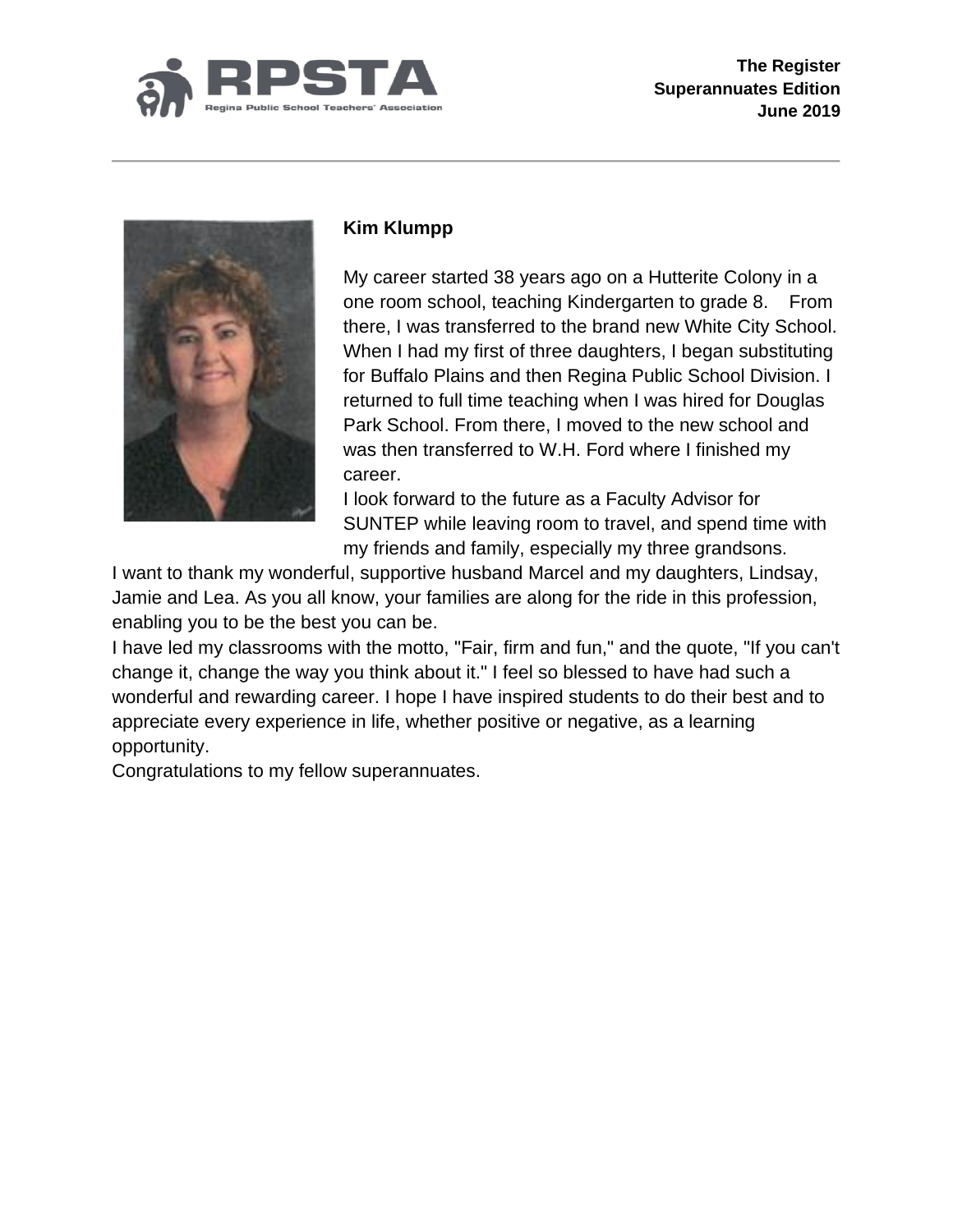## Kim Klumpp

My career started 38 years ago on a Hutterite Colony in a one room school, teaching Kindergarten to grade 8. From there, I was transferred to the brand new White City School. When I had my first of three daughters, I began substituting for Buffalo Plains and then Regina Public School Division. I returned to full time teaching when I was hired for Douglas Park School. From there, I moved to the new school and was then transferred to W.H. Ford where I finished my career.

I look forward to the future as a Faculty Advisor for SUNTEP while leaving room to travel, and spend time with my friends and family, especially my three grandsons.

I want to thank my wonderful, supportive husband Marcel and my daughters, Lindsay, Jamie and Lea. As you all know, your families are along for the ride in this profession, enabling you to be the best you can be.

I have led my classrooms with the motto, "Fair, firm and fun," and the quote, "If you can't change it, change the way you think about it." I feel so blessed to have had such a wonderful and rewarding career. I hope I have inspired students to do their best and to appreciate every experience in life, whether positive or negative, as a learning opportunity.

Congratulations to my fellow superannuates.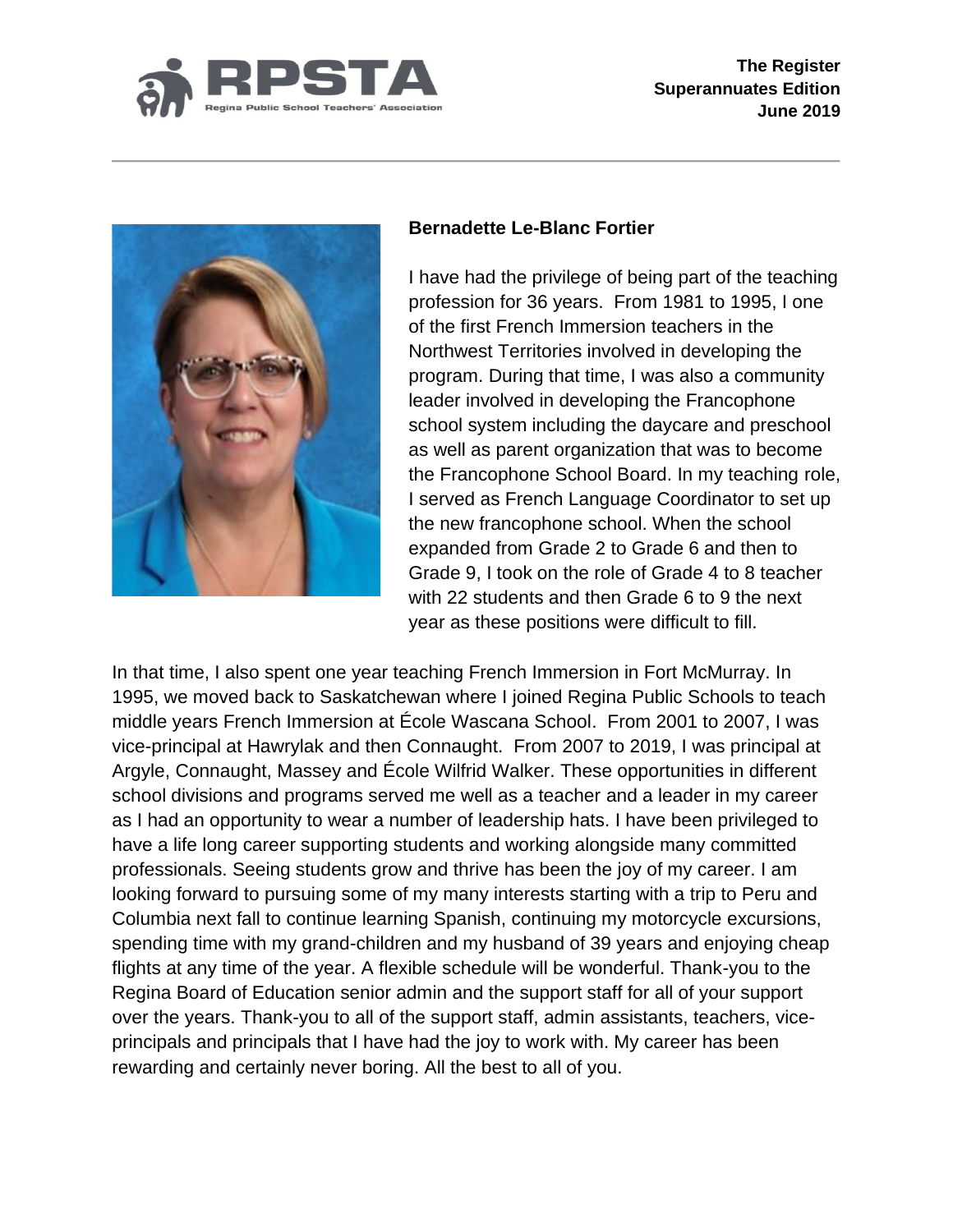## Bernadette Le-Blanc Fortier

I have had the privilege of being part of the teaching profession for 36 years. From 1981 to 1995, I one of the first French Immersion teachers in the Northwest Territories involved in developing the program. During that time, I was also a community leader involved in developing the Francophone school system including the daycare and preschool as well as parent organization that was to become the Francophone School Board. In my teaching role, I served as French Language Coordinator to set up the new francophone school. When the school expanded from Grade 2 to Grade 6 and then to Grade 9, I took on the role of Grade 4 to 8 teacher with 22 students and then Grade 6 to 9 the next year as these positions were difficult to fill.

In that time, I also spent one year teaching French Immersion in Fort McMurray. In 1995, we moved back to Saskatchewan where I joined Regina Public Schools to teach middle years French Immersion at École Wascana School. From 2001 to 2007, I was vice-principal at Hawrylak and then Connaught. From 2007 to 2019, I was principal at Argyle, Connaught, Massey and École Wilfrid Walker. These opportunities in different school divisions and programs served me well as a teacher and a leader in my career as I had an opportunity to wear a number of leadership hats. I have been privileged to have a life long career supporting students and working alongside many committed professionals. Seeing students grow and thrive has been the joy of my career. I am looking forward to pursuing some of my many interests starting with a trip to Peru and Columbia next fall to continue learning Spanish, continuing my motorcycle excursions, spending time with my grand-children and my husband of 39 years and enjoying cheap flights at any time of the year. A flexible schedule will be wonderful. Thank-you to the Regina Board of Education senior admin and the support staff for all of your support over the years. Thank-you to all of the support staff, admin assistants, teachers, vice-principals and principals that I have had the joy to work with. My career has been rewarding and certainly never boring. All the best to all of you.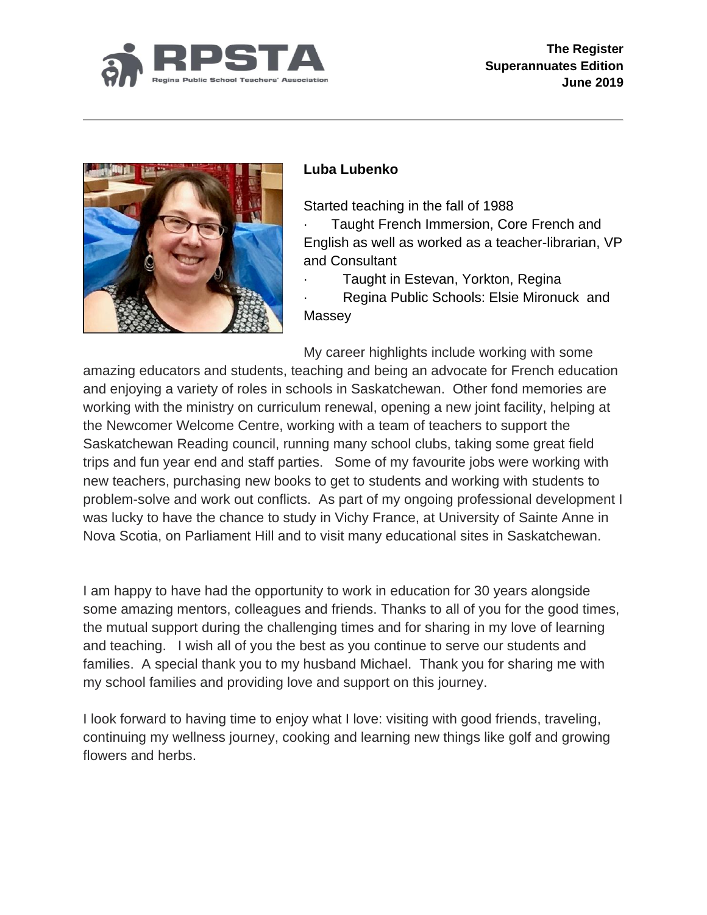## Luba Lubenko

Started teaching in the fall of 1988

- Taught French Immersion, Core French and English as well as worked as a teacher-librarian, VP and Consultant
- Taught in Estevan, Yorkton, Regina
- Regina Public Schools: Elsie Mironuck and Massey

My career highlights include working with some amazing educators and students, teaching and being an advocate for French education and enjoying a variety of roles in schools in Saskatchewan. Other fond memories are working with the ministry on curriculum renewal, opening a new joint facility, helping at the Newcomer Welcome Centre, working with a team of teachers to support the Saskatchewan Reading council, running many school clubs, taking some great field trips and fun year end and staff parties. Some of my favourite jobs were working with new teachers, purchasing new books to get to students and working with students to problem-solve and work out conflicts. As part of my ongoing professional development I was lucky to have the chance to study in Vichy France, at University of Sainte Anne in Nova Scotia, on Parliament Hill and to visit many educational sites in Saskatchewan.

I am happy to have had the opportunity to work in education for 30 years alongside some amazing mentors, colleagues and friends. Thanks to all of you for the good times, the mutual support during the challenging times and for sharing in my love of learning and teaching. I wish all of you the best as you continue to serve our students and families. A special thank you to my husband Michael. Thank you for sharing me with my school families and providing love and support on this journey.

I look forward to having time to enjoy what I love: visiting with good friends, traveling, continuing my wellness journey, cooking and learning new things like golf and growing flowers and herbs.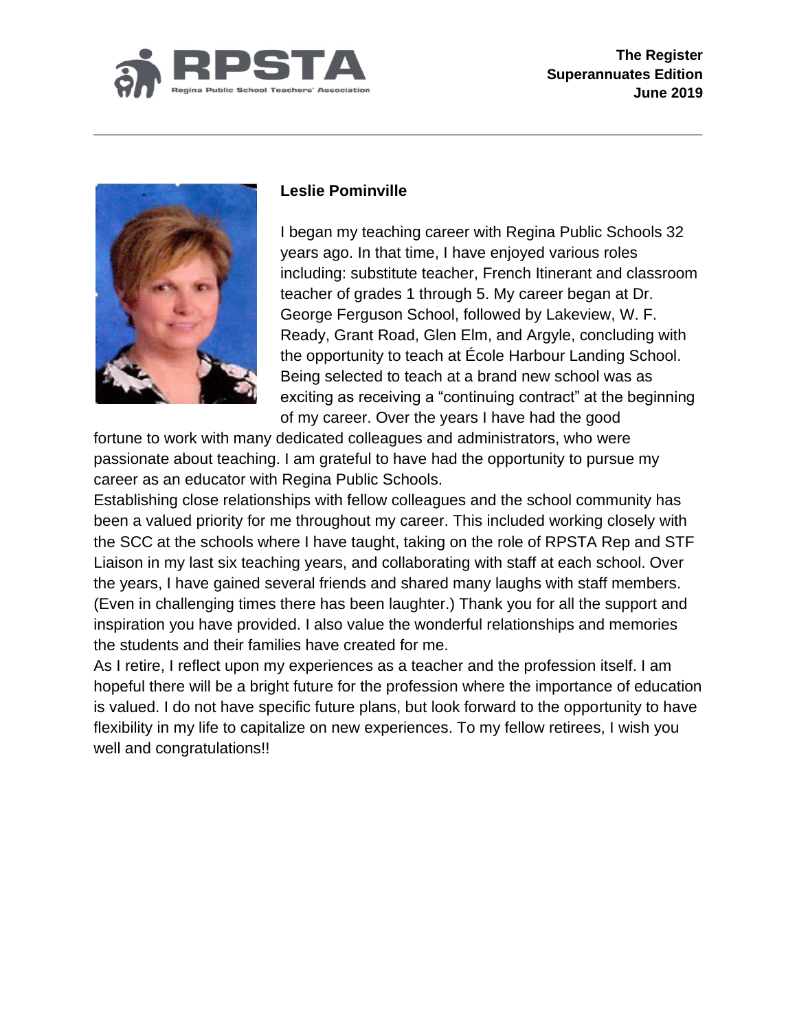## Leslie Pominville

I began my teaching career with Regina Public Schools 32 years ago. In that time, I have enjoyed various roles including: substitute teacher, French Itinerant and classroom teacher of grades 1 through 5. My career began at Dr. George Ferguson School, followed by Lakeview, W. F. Ready, Grant Road, Glen Elm, and Argyle, concluding with the opportunity to teach at École Harbour Landing School. Being selected to teach at a brand new school was as exciting as receiving a "continuing contract" at the beginning of my career. Over the years I have had the good fortune to work with many dedicated colleagues and administrators, who were passionate about teaching. I am grateful to have had the opportunity to pursue my career as an educator with Regina Public Schools.

Establishing close relationships with fellow colleagues and the school community has been a valued priority for me throughout my career. This included working closely with the SCC at the schools where I have taught, taking on the role of RPSTA Rep and STF Liaison in my last six teaching years, and collaborating with staff at each school. Over the years, I have gained several friends and shared many laughs with staff members. (Even in challenging times there has been laughter.) Thank you for all the support and inspiration you have provided. I also value the wonderful relationships and memories the students and their families have created for me.

As I retire, I reflect upon my experiences as a teacher and the profession itself. I am hopeful there will be a bright future for the profession where the importance of education is valued. I do not have specific future plans, but look forward to the opportunity to have flexibility in my life to capitalize on new experiences. To my fellow retirees, I wish you well and congratulations!!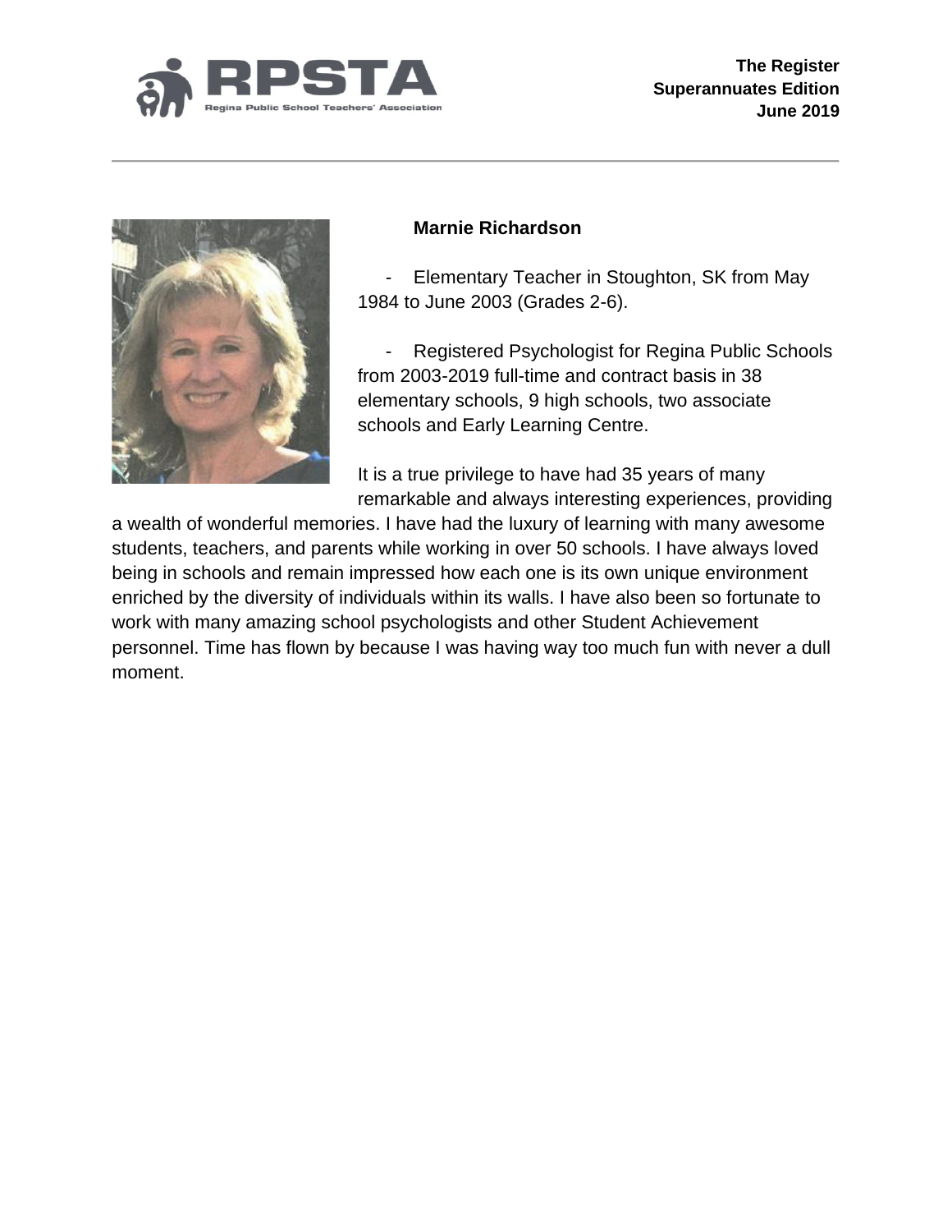**Marnie Richardson**

- Elementary Teacher in Stoughton, SK from May 1984 to June 2003 (Grades 2-6).
- Registered Psychologist for Regina Public Schools from 2003-2019 full-time and contract basis in 38 elementary schools, 9 high schools, two associate schools and Early Learning Centre.

It is a true privilege to have had 35 years of many remarkable and always interesting experiences, providing a wealth of wonderful memories. I have had the luxury of learning with many awesome students, teachers, and parents while working in over 50 schools. I have always loved being in schools and remain impressed how each one is its own unique environment enriched by the diversity of individuals within its walls. I have also been so fortunate to work with many amazing school psychologists and other Student Achievement personnel. Time has flown by because I was having way too much fun with never a dull moment.